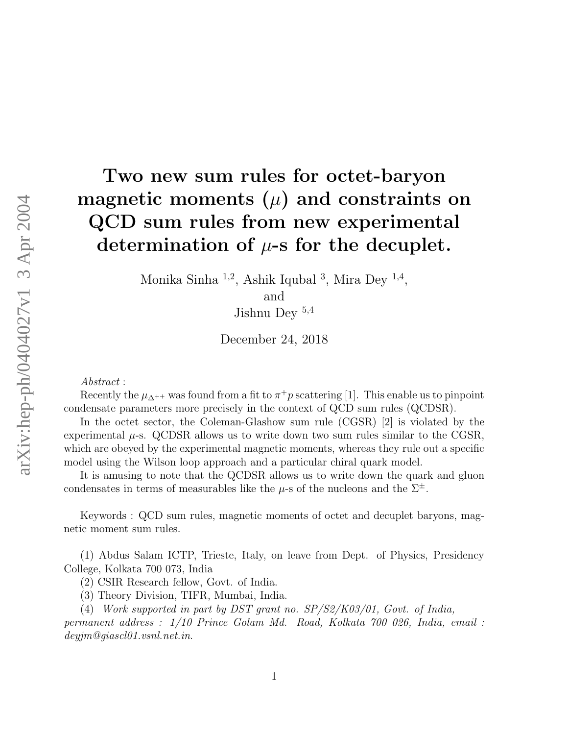# Two new sum rules for octet-baryon magnetic moments ($\mu$) and constraints on QCD sum rules from new experimental determination of $\mu$-s for the decuplet.

Monika Sinha [1,2], Ashik Iqubal [3], Mira Dey [1,4],
and
Jishnu Dey [5,4]

December 24, 2018

*Abstract* :

Recently the $\mu_{\Delta^{++}}$ was found from a fit to $\pi^+ p$ scattering [1]. This enable us to pinpoint condensate parameters more precisely in the context of QCD sum rules (QCDSR).

In the octet sector, the Coleman-Glashow sum rule (CGSR) [2] is violated by the experimental $\mu$-s. QCDSR allows us to write down two sum rules similar to the CGSR, which are obeyed by the experimental magnetic moments, whereas they rule out a specific model using the Wilson loop approach and a particular chiral quark model.

It is amusing to note that the QCDSR allows us to write down the quark and gluon condensates in terms of measurables like the $\mu$-s of the nucleons and the $\Sigma^{\pm}$.

Keywords : QCD sum rules, magnetic moments of octet and decuplet baryons, magnetic moment sum rules.

(1) Abdus Salam ICTP, Trieste, Italy, on leave from Dept. of Physics, Presidency College, Kolkata 700 073, India

(2) CSIR Research fellow, Govt. of India.

(3) Theory Division, TIFR, Mumbai, India.

(4) *Work supported in part by DST grant no. SP/S2/K03/01, Govt. of India, permanent address : 1/10 Prince Golam Md. Road, Kolkata 700 026, India, email : deyjm@giascl01.vsnl.net.in.*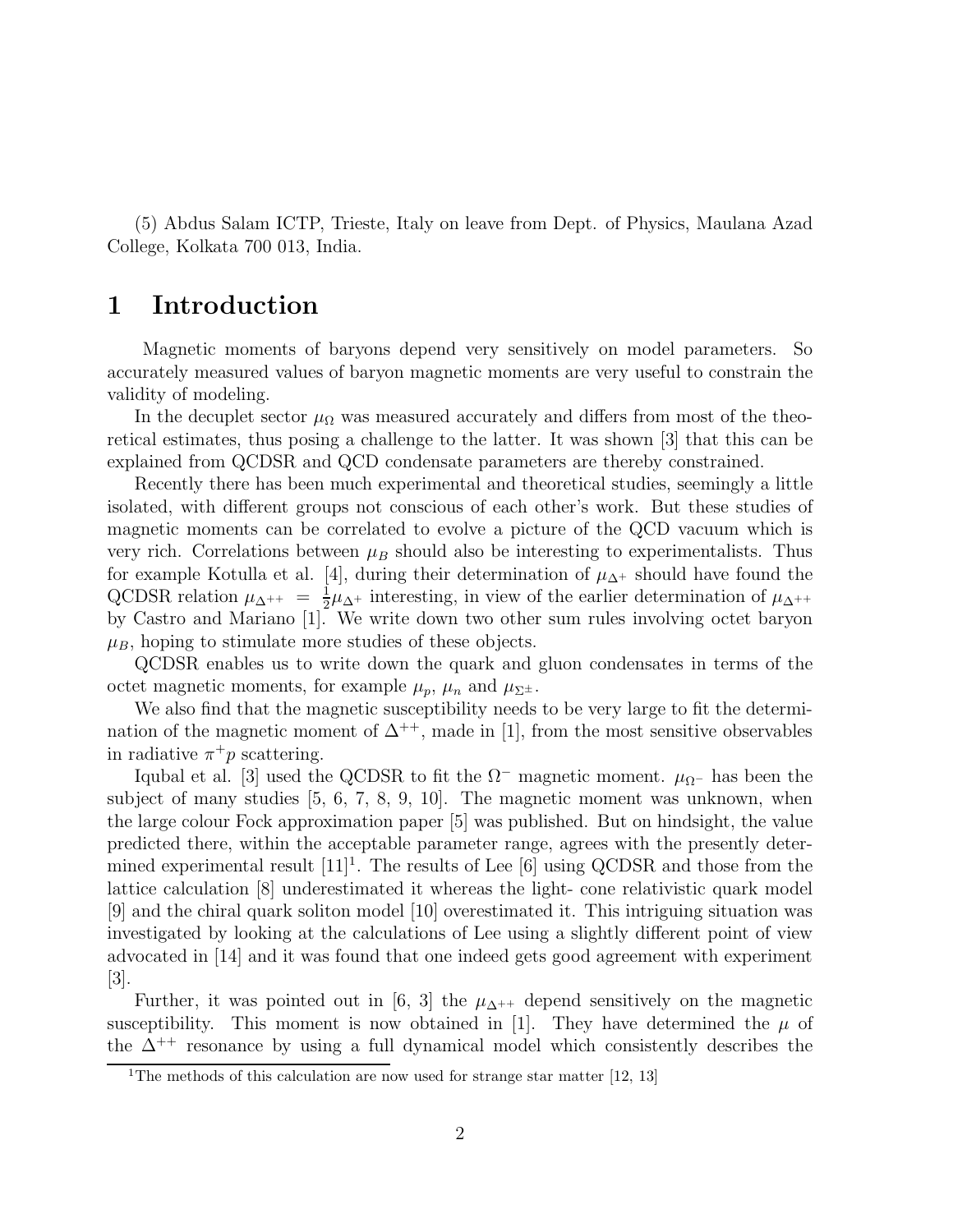(5) Abdus Salam ICTP, Trieste, Italy on leave from Dept. of Physics, Maulana Azad College, Kolkata 700 013, India.

# 1 Introduction

Magnetic moments of baryons depend very sensitively on model parameters. So accurately measured values of baryon magnetic moments are very useful to constrain the validity of modeling.

In the decuplet sector $\mu_\Omega$ was measured accurately and differs from most of the theoretical estimates, thus posing a challenge to the latter. It was shown [3] that this can be explained from QCDSR and QCD condensate parameters are thereby constrained.

Recently there has been much experimental and theoretical studies, seemingly a little isolated, with different groups not conscious of each other's work. But these studies of magnetic moments can be correlated to evolve a picture of the QCD vacuum which is very rich. Correlations between $\mu_B$ should also be interesting to experimentalists. Thus for example Kotulla et al. [4], during their determination of $\mu_{\Delta^+}$ should have found the QCDSR relation $\mu_{\Delta^{++}} = \frac{1}{2}\mu_{\Delta^+}$ interesting, in view of the earlier determination of $\mu_{\Delta^{++}}$ by Castro and Mariano [1]. We write down two other sum rules involving octet baryon $\mu_B$, hoping to stimulate more studies of these objects.

QCDSR enables us to write down the quark and gluon condensates in terms of the octet magnetic moments, for example $\mu_p$, $\mu_n$ and $\mu_{\Sigma^\pm}$.

We also find that the magnetic susceptibility needs to be very large to fit the determination of the magnetic moment of $\Delta^{++}$, made in [1], from the most sensitive observables in radiative $\pi^+ p$ scattering.

Iqubal et al. [3] used the QCDSR to fit the $\Omega^-$ magnetic moment. $\mu_{\Omega^-}$ has been the subject of many studies [5, 6, 7, 8, 9, 10]. The magnetic moment was unknown, when the large colour Fock approximation paper [5] was published. But on hindsight, the value predicted there, within the acceptable parameter range, agrees with the presently determined experimental result [11][1]. The results of Lee [6] using QCDSR and those from the lattice calculation [8] underestimated it whereas the light- cone relativistic quark model [9] and the chiral quark soliton model [10] overestimated it. This intriguing situation was investigated by looking at the calculations of Lee using a slightly different point of view advocated in [14] and it was found that one indeed gets good agreement with experiment [3].

Further, it was pointed out in [6, 3] the $\mu_{\Delta^{++}}$ depend sensitively on the magnetic susceptibility. This moment is now obtained in [1]. They have determined the $\mu$ of the $\Delta^{++}$ resonance by using a full dynamical model which consistently describes the

[1] The methods of this calculation are now used for strange star matter [12, 13]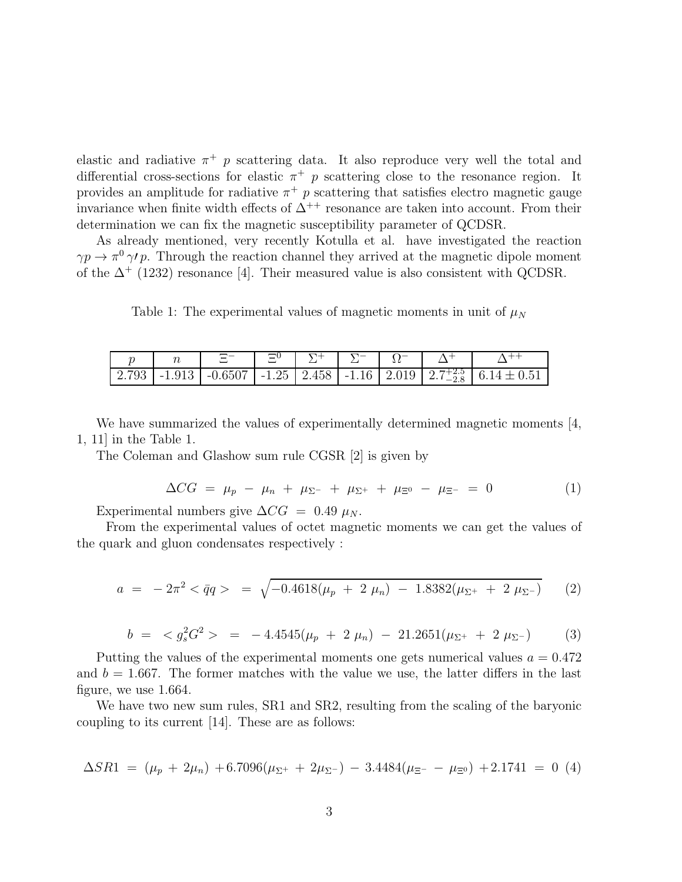elastic and radiative $\pi^+$ $p$ scattering data. It also reproduce very well the total and differential cross-sections for elastic $\pi^+$ $p$ scattering close to the resonance region. It provides an amplitude for radiative $\pi^+$ $p$ scattering that satisfies electro magnetic gauge invariance when finite width effects of $\Delta^{++}$ resonance are taken into account. From their determination we can fix the magnetic susceptibility parameter of QCDSR.

As already mentioned, very recently Kotulla et al. have investigated the reaction $\gamma p \to \pi^0 \gamma\prime p$. Through the reaction channel they arrived at the magnetic dipole moment of the $\Delta^+$ (1232) resonance [4]. Their measured value is also consistent with QCDSR.

Table 1: The experimental values of magnetic moments in unit of $\mu_N$

| $p$ | $n$ | $\Xi^-$ | $\Xi^0$ | $\Sigma^+$ | $\Sigma^-$ | $\Omega^-$ | $\Delta^+$ | $\Delta^{++}$ |
|---|---|---|---|---|---|---|---|---|
| 2.793 | -1.913 | -0.6507 | -1.25 | 2.458 | -1.16 | 2.019 | $2.7^{+2.5}_{-2.8}$ | $6.14 \pm 0.51$ |

We have summarized the values of experimentally determined magnetic moments [4, 1, 11] in the Table 1.

The Coleman and Glashow sum rule CGSR [2] is given by

$$\Delta CG \ = \ \mu_p \ - \ \mu_n \ + \ \mu_{\Sigma^-} \ + \ \mu_{\Sigma^+} \ + \ \mu_{\Xi^0} \ - \ \mu_{\Xi^-} \ = \ 0 \tag{1}$$

Experimental numbers give $\Delta CG \ = \ 0.49 \ \mu_N$.

From the experimental values of octet magnetic moments we can get the values of the quark and gluon condensates respectively :

$$a \ = \ -2\pi^2 < \bar{q}q > \ = \ \sqrt{-0.4618(\mu_p \ + \ 2 \ \mu_n) \ - \ 1.8382(\mu_{\Sigma^+} \ + \ 2 \ \mu_{\Sigma^-})} \tag{2}$$

$$b \ = \ < g_s^2 G^2 > \ = \ -4.4545(\mu_p \ + \ 2 \ \mu_n) \ - \ 21.2651(\mu_{\Sigma^+} \ + \ 2 \ \mu_{\Sigma^-}) \tag{3}$$

Putting the values of the experimental moments one gets numerical values $a = 0.472$ and $b = 1.667$. The former matches with the value we use, the latter differs in the last figure, we use 1.664.

We have two new sum rules, SR1 and SR2, resulting from the scaling of the baryonic coupling to its current [14]. These are as follows:

$$\Delta SR1 \ = \ (\mu_p \ + \ 2\mu_n) \ +6.7096(\mu_{\Sigma^+} \ + \ 2\mu_{\Sigma^-}) \ - \ 3.4484(\mu_{\Xi^-} \ - \ \mu_{\Xi^0}) \ +2.1741 \ = \ 0 \tag{4}$$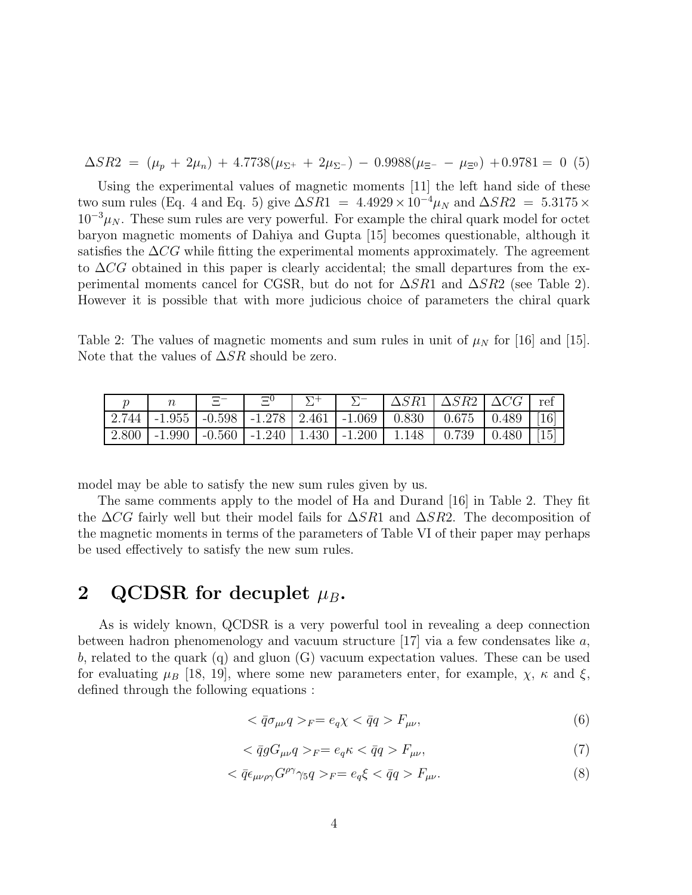$$\Delta SR2 \;=\; (\mu_p \;+\; 2\mu_n) \;+\; 4.7738(\mu_{\Sigma^+} \;+\; 2\mu_{\Sigma^-}) \;-\; 0.9988(\mu_{\Xi^-} \;-\; \mu_{\Xi^0}) \;+0.9781 = \;0 \quad (5)$$

Using the experimental values of magnetic moments [11] the left hand side of these two sum rules (Eq. 4 and Eq. 5) give $\Delta SR1 \;=\; 4.4929 \times 10^{-4} \mu_N$ and $\Delta SR2 \;=\; 5.3175 \times 10^{-3} \mu_N$. These sum rules are very powerful. For example the chiral quark model for octet baryon magnetic moments of Dahiya and Gupta [15] becomes questionable, although it satisfies the $\Delta CG$ while fitting the experimental moments approximately. The agreement to $\Delta CG$ obtained in this paper is clearly accidental; the small departures from the experimental moments cancel for CGSR, but do not for $\Delta SR1$ and $\Delta SR2$ (see Table 2). However it is possible that with more judicious choice of parameters the chiral quark model may be able to satisfy the new sum rules given by us.

Table 2: The values of magnetic moments and sum rules in unit of $\mu_N$ for [16] and [15]. Note that the values of $\Delta SR$ should be zero.

| $p$ | $n$ | $\Xi^-$ | $\Xi^0$ | $\Sigma^+$ | $\Sigma^-$ | $\Delta SR1$ | $\Delta SR2$ | $\Delta CG$ | ref |
|---|---|---|---|---|---|---|---|---|---|
| 2.744 | -1.955 | -0.598 | -1.278 | 2.461 | -1.069 | 0.830 | 0.675 | 0.489 | [16] |
| 2.800 | -1.990 | -0.560 | -1.240 | 1.430 | -1.200 | 1.148 | 0.739 | 0.480 | [15] |

The same comments apply to the model of Ha and Durand [16] in Table 2. They fit the $\Delta CG$ fairly well but their model fails for $\Delta SR1$ and $\Delta SR2$. The decomposition of the magnetic moments in terms of the parameters of Table VI of their paper may perhaps be used effectively to satisfy the new sum rules.

## 2 QCDSR for decuplet $\mu_B$.

As is widely known, QCDSR is a very powerful tool in revealing a deep connection between hadron phenomenology and vacuum structure [17] via a few condensates like $a$, $b$, related to the quark (q) and gluon (G) vacuum expectation values. These can be used for evaluating $\mu_B$ [18, 19], where some new parameters enter, for example, $\chi$, $\kappa$ and $\xi$, defined through the following equations :

$$< \bar{q}\sigma_{\mu\nu} q >_F = e_q \chi < \bar{q}q > F_{\mu\nu}, \tag{6}$$

$$< \bar{q} g G_{\mu\nu} q >_F = e_q \kappa < \bar{q}q > F_{\mu\nu}, \tag{7}$$

$$< \bar{q}\epsilon_{\mu\nu\rho\gamma} G^{\rho\gamma} \gamma_5 q >_F = e_q \xi < \bar{q}q > F_{\mu\nu}. \tag{8}$$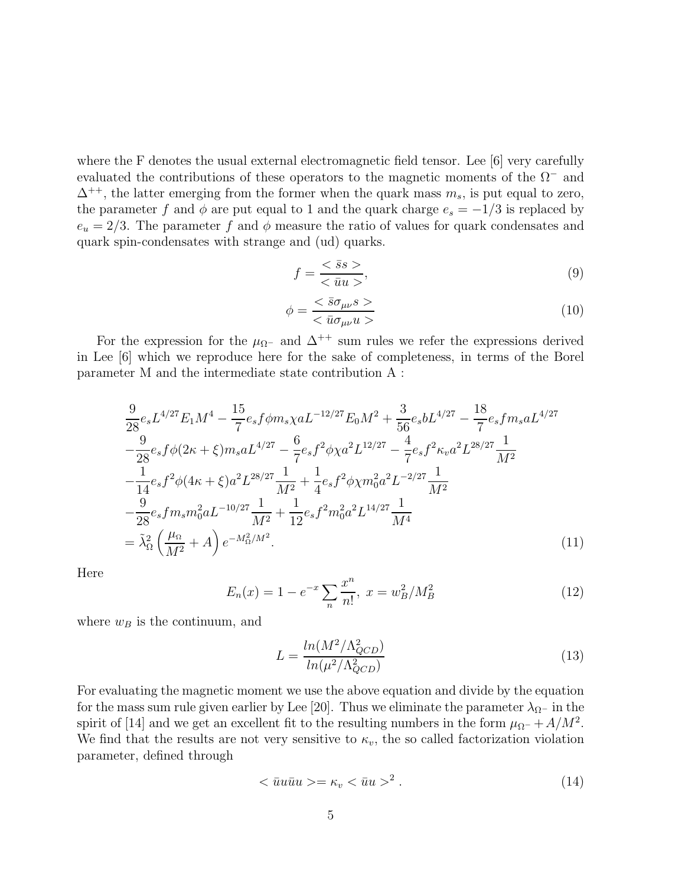where the F denotes the usual external electromagnetic field tensor. Lee [6] very carefully evaluated the contributions of these operators to the magnetic moments of the $\Omega^-$ and $\Delta^{++}$, the latter emerging from the former when the quark mass $m_s$, is put equal to zero, the parameter $f$ and $\phi$ are put equal to 1 and the quark charge $e_s = -1/3$ is replaced by $e_u = 2/3$. The parameter $f$ and $\phi$ measure the ratio of values for quark condensates and quark spin-condensates with strange and (ud) quarks.

$$f = \frac{<\bar{s}s>}{<\bar{u}u>}, \tag{9}$$

$$\phi = \frac{<\bar{s}\sigma_{\mu\nu}s>}{<\bar{u}\sigma_{\mu\nu}u>} \tag{10}$$

For the expression for the $\mu_{\Omega^-}$ and $\Delta^{++}$ sum rules we refer the expressions derived in Lee [6] which we reproduce here for the sake of completeness, in terms of the Borel parameter M and the intermediate state contribution A :

$$\begin{aligned}
&\frac{9}{28}e_s L^{4/27} E_1 M^4 - \frac{15}{7} e_s f \phi m_s \chi a L^{-12/27} E_0 M^2 + \frac{3}{56} e_s b L^{4/27} - \frac{18}{7} e_s f m_s a L^{4/27} \\
&-\frac{9}{28} e_s f \phi (2\kappa + \xi) m_s a L^{4/27} - \frac{6}{7} e_s f^2 \phi \chi a^2 L^{12/27} - \frac{4}{7} e_s f^2 \kappa_v a^2 L^{28/27} \frac{1}{M^2} \\
&-\frac{1}{14} e_s f^2 \phi (4\kappa + \xi) a^2 L^{28/27} \frac{1}{M^2} + \frac{1}{4} e_s f^2 \phi \chi m_0^2 a^2 L^{-2/27} \frac{1}{M^2} \\
&-\frac{9}{28} e_s f m_s m_0^2 a L^{-10/27} \frac{1}{M^2} + \frac{1}{12} e_s f^2 m_0^2 a^2 L^{14/27} \frac{1}{M^4} \\
&= \tilde{\lambda}_\Omega^2 \left( \frac{\mu_\Omega}{M^2} + A \right) e^{-M_\Omega^2/M^2}.
\end{aligned} \tag{11}$$

Here

$$E_n(x) = 1 - e^{-x} \sum_n \frac{x^n}{n!},\; x = w_B^2/M_B^2 \tag{12}$$

where $w_B$ is the continuum, and

$$L = \frac{ln(M^2/\Lambda_{QCD}^2)}{ln(\mu^2/\Lambda_{QCD}^2)} \tag{13}$$

For evaluating the magnetic moment we use the above equation and divide by the equation for the mass sum rule given earlier by Lee [20]. Thus we eliminate the parameter $\lambda_{\Omega^-}$ in the spirit of [14] and we get an excellent fit to the resulting numbers in the form $\mu_{\Omega^-} + A/M^2$. We find that the results are not very sensitive to $\kappa_v$, the so called factorization violation parameter, defined through

$$<\bar{u}u\bar{u}u> = \kappa_v <\bar{u}u>^2 . \tag{14}$$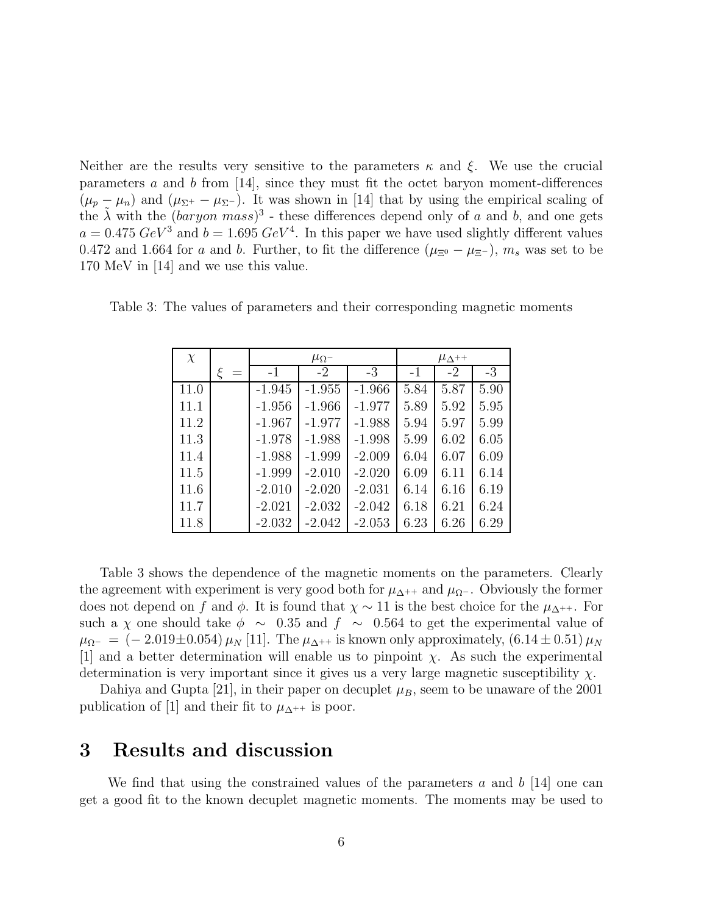Neither are the results very sensitive to the parameters $\kappa$ and $\xi$. We use the crucial parameters $a$ and $b$ from [14], since they must fit the octet baryon moment-differences $(\mu_p - \mu_n)$ and $(\mu_{\Sigma^+} - \mu_{\Sigma^-})$. It was shown in [14] that by using the empirical scaling of the $\tilde{\lambda}$ with the $(baryon\ mass)^3$ - these differences depend only of $a$ and $b$, and one gets $a = 0.475\ GeV^3$ and $b = 1.695\ GeV^4$. In this paper we have used slightly different values 0.472 and 1.664 for $a$ and $b$. Further, to fit the difference $(\mu_{\Xi^0} - \mu_{\Xi^-})$, $m_s$ was set to be 170 MeV in [14] and we use this value.

Table 3: The values of parameters and their corresponding magnetic moments

| $\chi$ | | $\mu_{\Omega^-}$ | | | $\mu_{\Delta^{++}}$ | | |
|---|---|---|---|---|---|---|---|
| | $\xi\ =$ | -1 | -2 | -3 | -1 | -2 | -3 |
| 11.0 | | -1.945 | -1.955 | -1.966 | 5.84 | 5.87 | 5.90 |
| 11.1 | | -1.956 | -1.966 | -1.977 | 5.89 | 5.92 | 5.95 |
| 11.2 | | -1.967 | -1.977 | -1.988 | 5.94 | 5.97 | 5.99 |
| 11.3 | | -1.978 | -1.988 | -1.998 | 5.99 | 6.02 | 6.05 |
| 11.4 | | -1.988 | -1.999 | -2.009 | 6.04 | 6.07 | 6.09 |
| 11.5 | | -1.999 | -2.010 | -2.020 | 6.09 | 6.11 | 6.14 |
| 11.6 | | -2.010 | -2.020 | -2.031 | 6.14 | 6.16 | 6.19 |
| 11.7 | | -2.021 | -2.032 | -2.042 | 6.18 | 6.21 | 6.24 |
| 11.8 | | -2.032 | -2.042 | -2.053 | 6.23 | 6.26 | 6.29 |

Table 3 shows the dependence of the magnetic moments on the parameters. Clearly the agreement with experiment is very good both for $\mu_{\Delta^{++}}$ and $\mu_{\Omega^-}$. Obviously the former does not depend on $f$ and $\phi$. It is found that $\chi \sim 11$ is the best choice for the $\mu_{\Delta^{++}}$. For such a $\chi$ one should take $\phi \sim 0.35$ and $f \sim 0.564$ to get the experimental value of $\mu_{\Omega^-} = (-2.019 \pm 0.054)\,\mu_N$ [11]. The $\mu_{\Delta^{++}}$ is known only approximately, $(6.14 \pm 0.51)\,\mu_N$ [1] and a better determination will enable us to pinpoint $\chi$. As such the experimental determination is very important since it gives us a very large magnetic susceptibility $\chi$.

Dahiya and Gupta [21], in their paper on decuplet $\mu_B$, seem to be unaware of the 2001 publication of [1] and their fit to $\mu_{\Delta^{++}}$ is poor.

# 3 Results and discussion

We find that using the constrained values of the parameters $a$ and $b$ [14] one can get a good fit to the known decuplet magnetic moments. The moments may be used to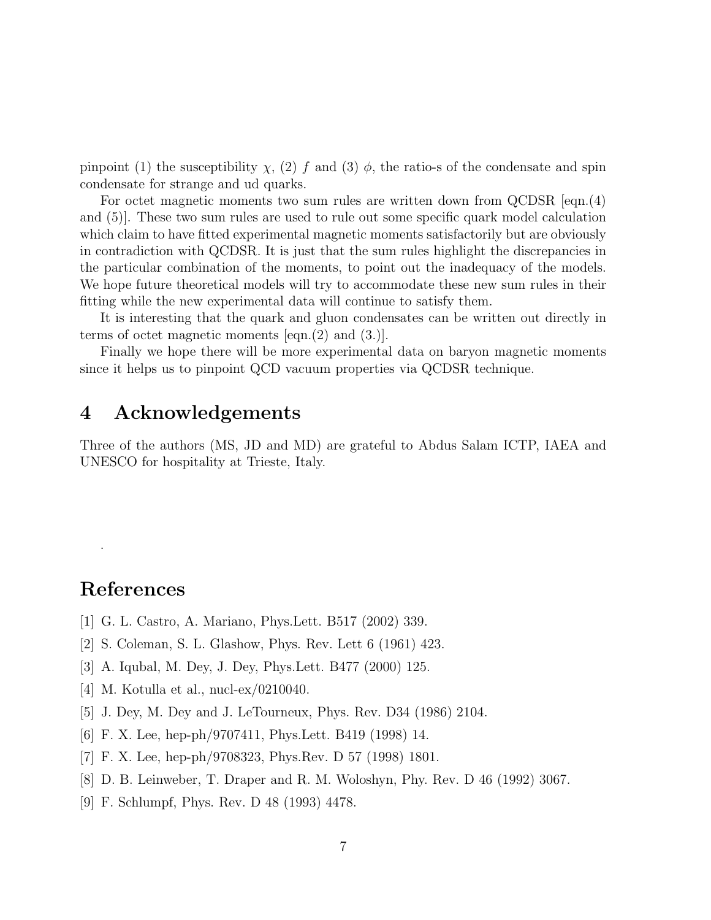pinpoint (1) the susceptibility $\chi$, (2) $f$ and (3) $\phi$, the ratio-s of the condensate and spin condensate for strange and ud quarks.

For octet magnetic moments two sum rules are written down from QCDSR [eqn.(4) and (5)]. These two sum rules are used to rule out some specific quark model calculation which claim to have fitted experimental magnetic moments satisfactorily but are obviously in contradiction with QCDSR. It is just that the sum rules highlight the discrepancies in the particular combination of the moments, to point out the inadequacy of the models. We hope future theoretical models will try to accommodate these new sum rules in their fitting while the new experimental data will continue to satisfy them.

It is interesting that the quark and gluon condensates can be written out directly in terms of octet magnetic moments [eqn.(2) and (3.)].

Finally we hope there will be more experimental data on baryon magnetic moments since it helps us to pinpoint QCD vacuum properties via QCDSR technique.

# 4 Acknowledgements

Three of the authors (MS, JD and MD) are grateful to Abdus Salam ICTP, IAEA and UNESCO for hospitality at Trieste, Italy.

.

# References

[1] G. L. Castro, A. Mariano, Phys.Lett. B517 (2002) 339.

[2] S. Coleman, S. L. Glashow, Phys. Rev. Lett 6 (1961) 423.

[3] A. Iqubal, M. Dey, J. Dey, Phys.Lett. B477 (2000) 125.

[4] M. Kotulla et al., nucl-ex/0210040.

[5] J. Dey, M. Dey and J. LeTourneux, Phys. Rev. D34 (1986) 2104.

[6] F. X. Lee, hep-ph/9707411, Phys.Lett. B419 (1998) 14.

[7] F. X. Lee, hep-ph/9708323, Phys.Rev. D 57 (1998) 1801.

[8] D. B. Leinweber, T. Draper and R. M. Woloshyn, Phy. Rev. D 46 (1992) 3067.

[9] F. Schlumpf, Phys. Rev. D 48 (1993) 4478.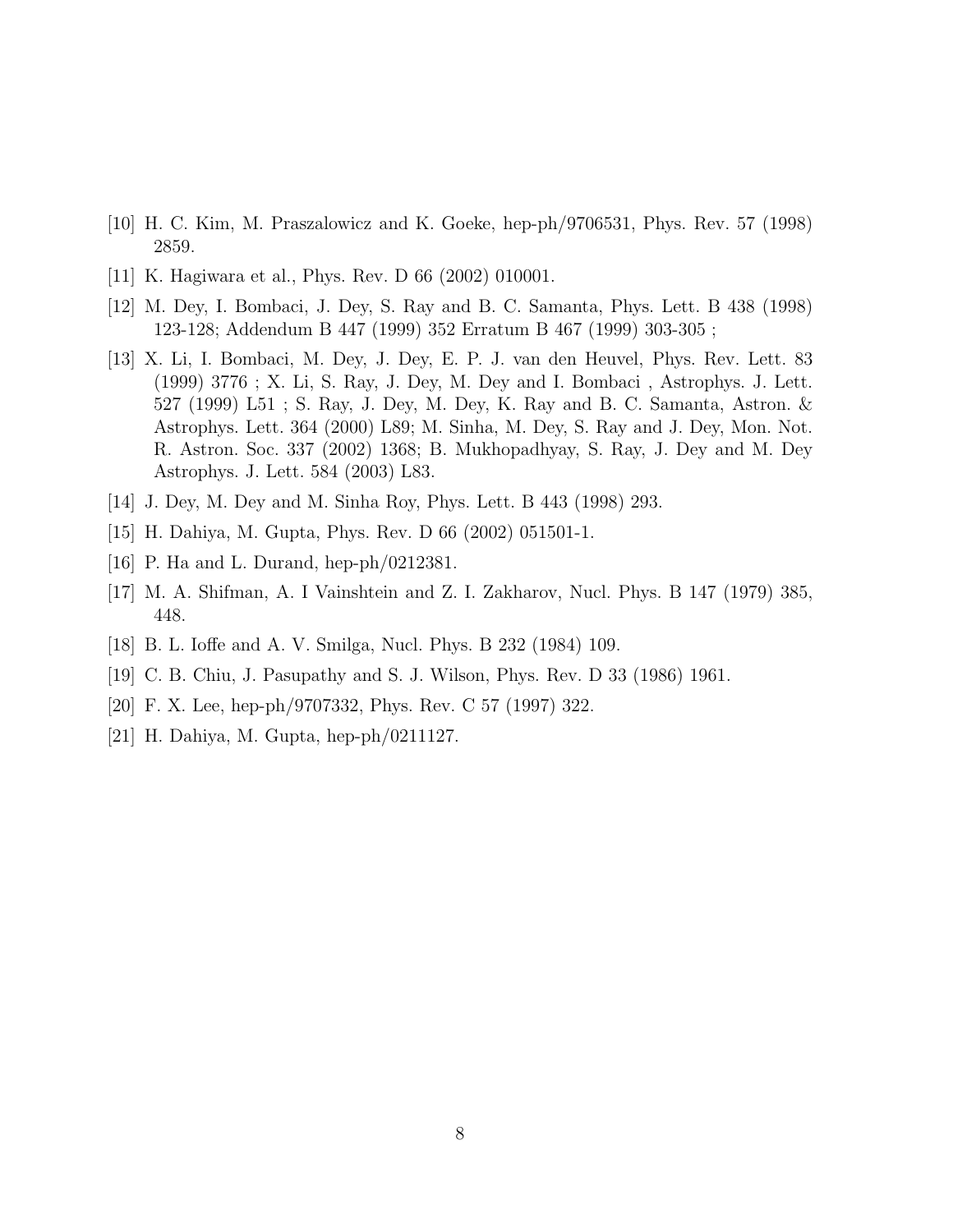[10] H. C. Kim, M. Praszalowicz and K. Goeke, hep-ph/9706531, Phys. Rev. 57 (1998) 2859.

[11] K. Hagiwara et al., Phys. Rev. D 66 (2002) 010001.

[12] M. Dey, I. Bombaci, J. Dey, S. Ray and B. C. Samanta, Phys. Lett. B 438 (1998) 123-128; Addendum B 447 (1999) 352 Erratum B 467 (1999) 303-305 ;

[13] X. Li, I. Bombaci, M. Dey, J. Dey, E. P. J. van den Heuvel, Phys. Rev. Lett. 83 (1999) 3776 ; X. Li, S. Ray, J. Dey, M. Dey and I. Bombaci , Astrophys. J. Lett. 527 (1999) L51 ; S. Ray, J. Dey, M. Dey, K. Ray and B. C. Samanta, Astron. & Astrophys. Lett. 364 (2000) L89; M. Sinha, M. Dey, S. Ray and J. Dey, Mon. Not. R. Astron. Soc. 337 (2002) 1368; B. Mukhopadhyay, S. Ray, J. Dey and M. Dey Astrophys. J. Lett. 584 (2003) L83.

[14] J. Dey, M. Dey and M. Sinha Roy, Phys. Lett. B 443 (1998) 293.

[15] H. Dahiya, M. Gupta, Phys. Rev. D 66 (2002) 051501-1.

[16] P. Ha and L. Durand, hep-ph/0212381.

[17] M. A. Shifman, A. I Vainshtein and Z. I. Zakharov, Nucl. Phys. B 147 (1979) 385, 448.

[18] B. L. Ioffe and A. V. Smilga, Nucl. Phys. B 232 (1984) 109.

[19] C. B. Chiu, J. Pasupathy and S. J. Wilson, Phys. Rev. D 33 (1986) 1961.

[20] F. X. Lee, hep-ph/9707332, Phys. Rev. C 57 (1997) 322.

[21] H. Dahiya, M. Gupta, hep-ph/0211127.